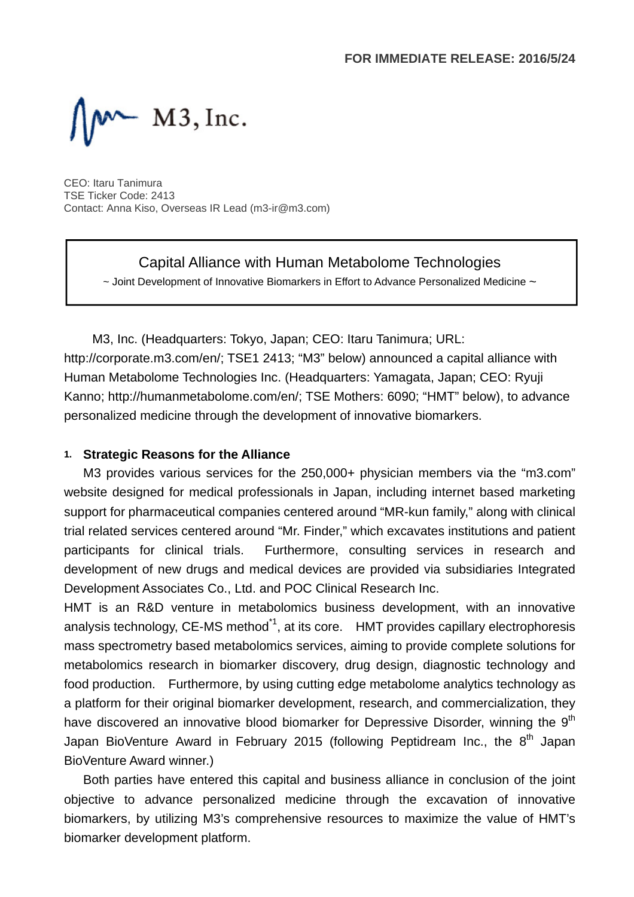**FOR IMMEDIATE RELEASE: 2016/5/24**

M3, Inc.

CEO: Itaru Tanimura
TSE Ticker Code: 2413
Contact: Anna Kiso, Overseas IR Lead (m3-ir@m3.com)

# Capital Alliance with Human Metabolome Technologies

~ Joint Development of Innovative Biomarkers in Effort to Advance Personalized Medicine ~

M3, Inc. (Headquarters: Tokyo, Japan; CEO: Itaru Tanimura; URL: http://corporate.m3.com/en/; TSE1 2413; "M3" below) announced a capital alliance with Human Metabolome Technologies Inc. (Headquarters: Yamagata, Japan; CEO: Ryuji Kanno; http://humanmetabolome.com/en/; TSE Mothers: 6090; "HMT" below), to advance personalized medicine through the development of innovative biomarkers.

## 1. Strategic Reasons for the Alliance

M3 provides various services for the 250,000+ physician members via the "m3.com" website designed for medical professionals in Japan, including internet based marketing support for pharmaceutical companies centered around "MR-kun family," along with clinical trial related services centered around "Mr. Finder," which excavates institutions and patient participants for clinical trials. Furthermore, consulting services in research and development of new drugs and medical devices are provided via subsidiaries Integrated Development Associates Co., Ltd. and POC Clinical Research Inc.

HMT is an R&D venture in metabolomics business development, with an innovative analysis technology, CE-MS method[*1], at its core. HMT provides capillary electrophoresis mass spectrometry based metabolomics services, aiming to provide complete solutions for metabolomics research in biomarker discovery, drug design, diagnostic technology and food production. Furthermore, by using cutting edge metabolome analytics technology as a platform for their original biomarker development, research, and commercialization, they have discovered an innovative blood biomarker for Depressive Disorder, winning the 9th Japan BioVenture Award in February 2015 (following Peptidream Inc., the 8th Japan BioVenture Award winner.)

Both parties have entered this capital and business alliance in conclusion of the joint objective to advance personalized medicine through the excavation of innovative biomarkers, by utilizing M3's comprehensive resources to maximize the value of HMT's biomarker development platform.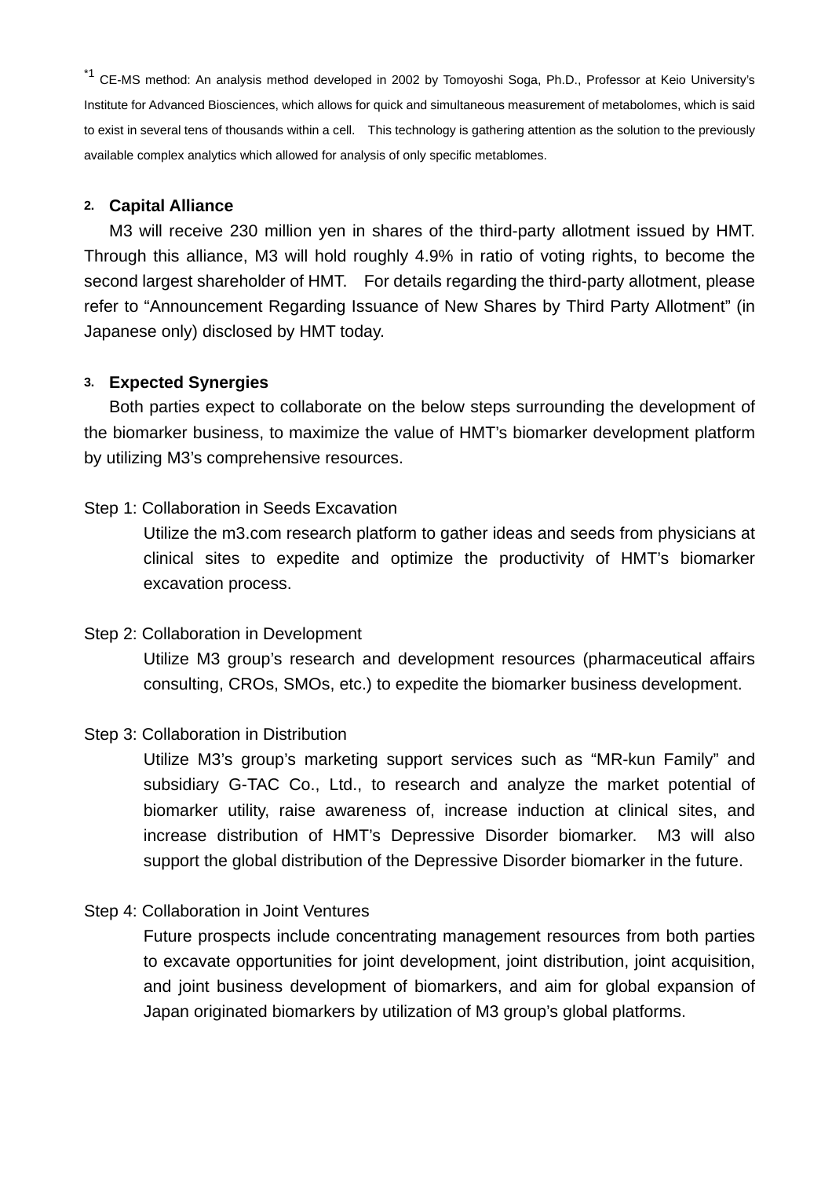[1] CE-MS method: An analysis method developed in 2002 by Tomoyoshi Soga, Ph.D., Professor at Keio University's Institute for Advanced Biosciences, which allows for quick and simultaneous measurement of metabolomes, which is said to exist in several tens of thousands within a cell. This technology is gathering attention as the solution to the previously available complex analytics which allowed for analysis of only specific metablomes.

## 2. Capital Alliance

M3 will receive 230 million yen in shares of the third-party allotment issued by HMT. Through this alliance, M3 will hold roughly 4.9% in ratio of voting rights, to become the second largest shareholder of HMT. For details regarding the third-party allotment, please refer to "Announcement Regarding Issuance of New Shares by Third Party Allotment" (in Japanese only) disclosed by HMT today.

## 3. Expected Synergies

Both parties expect to collaborate on the below steps surrounding the development of the biomarker business, to maximize the value of HMT's biomarker development platform by utilizing M3's comprehensive resources.

Step 1: Collaboration in Seeds Excavation

Utilize the m3.com research platform to gather ideas and seeds from physicians at clinical sites to expedite and optimize the productivity of HMT's biomarker excavation process.

Step 2: Collaboration in Development

Utilize M3 group's research and development resources (pharmaceutical affairs consulting, CROs, SMOs, etc.) to expedite the biomarker business development.

Step 3: Collaboration in Distribution

Utilize M3's group's marketing support services such as "MR-kun Family" and subsidiary G-TAC Co., Ltd., to research and analyze the market potential of biomarker utility, raise awareness of, increase induction at clinical sites, and increase distribution of HMT's Depressive Disorder biomarker. M3 will also support the global distribution of the Depressive Disorder biomarker in the future.

Step 4: Collaboration in Joint Ventures

Future prospects include concentrating management resources from both parties to excavate opportunities for joint development, joint distribution, joint acquisition, and joint business development of biomarkers, and aim for global expansion of Japan originated biomarkers by utilization of M3 group's global platforms.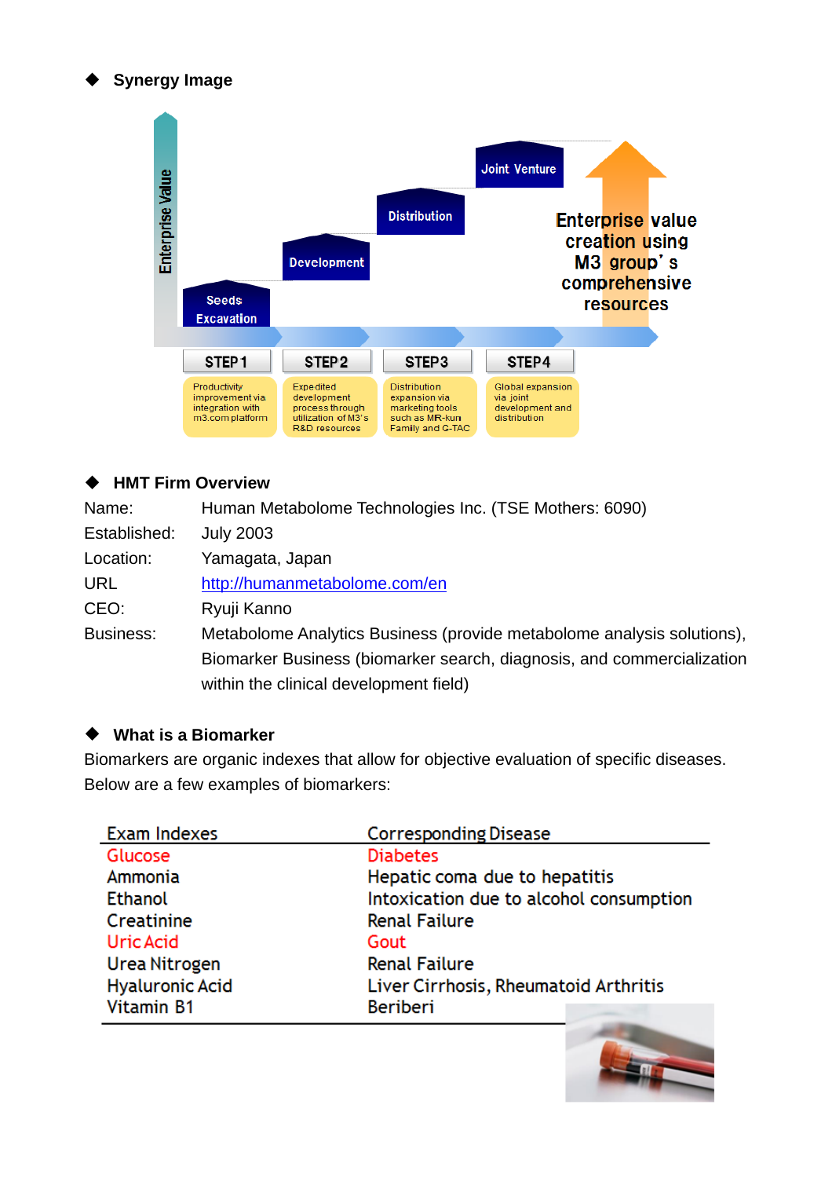## ◆ Synergy Image

Enterprise Value

Seeds Excavation

Development

Distribution

Joint Venture

Enterprise value creation using M3 group's comprehensive resources

STEP1
Productivity improvement via integration with m3.com platform

STEP2
Expedited development process through utilization of M3's R&D resources

STEP3
Distribution expansion via marketing tools such as MR-kun Family and G-TAC

STEP4
Global expansion via joint development and distribution

## ◆ HMT Firm Overview

| | |
|---|---|
| Name: | Human Metabolome Technologies Inc. (TSE Mothers: 6090) |
| Established: | July 2003 |
| Location: | Yamagata, Japan |
| URL | http://humanmetabolome.com/en |
| CEO: | Ryuji Kanno |
| Business: | Metabolome Analytics Business (provide metabolome analysis solutions), Biomarker Business (biomarker search, diagnosis, and commercialization within the clinical development field) |

## ◆ What is a Biomarker

Biomarkers are organic indexes that allow for objective evaluation of specific diseases. Below are a few examples of biomarkers:

| Exam Indexes | Corresponding Disease |
|---|---|
| Glucose | Diabetes |
| Ammonia | Hepatic coma due to hepatitis |
| Ethanol | Intoxication due to alcohol consumption |
| Creatinine | Renal Failure |
| Uric Acid | Gout |
| Urea Nitrogen | Renal Failure |
| Hyaluronic Acid | Liver Cirrhosis, Rheumatoid Arthritis |
| Vitamin B1 | Beriberi |